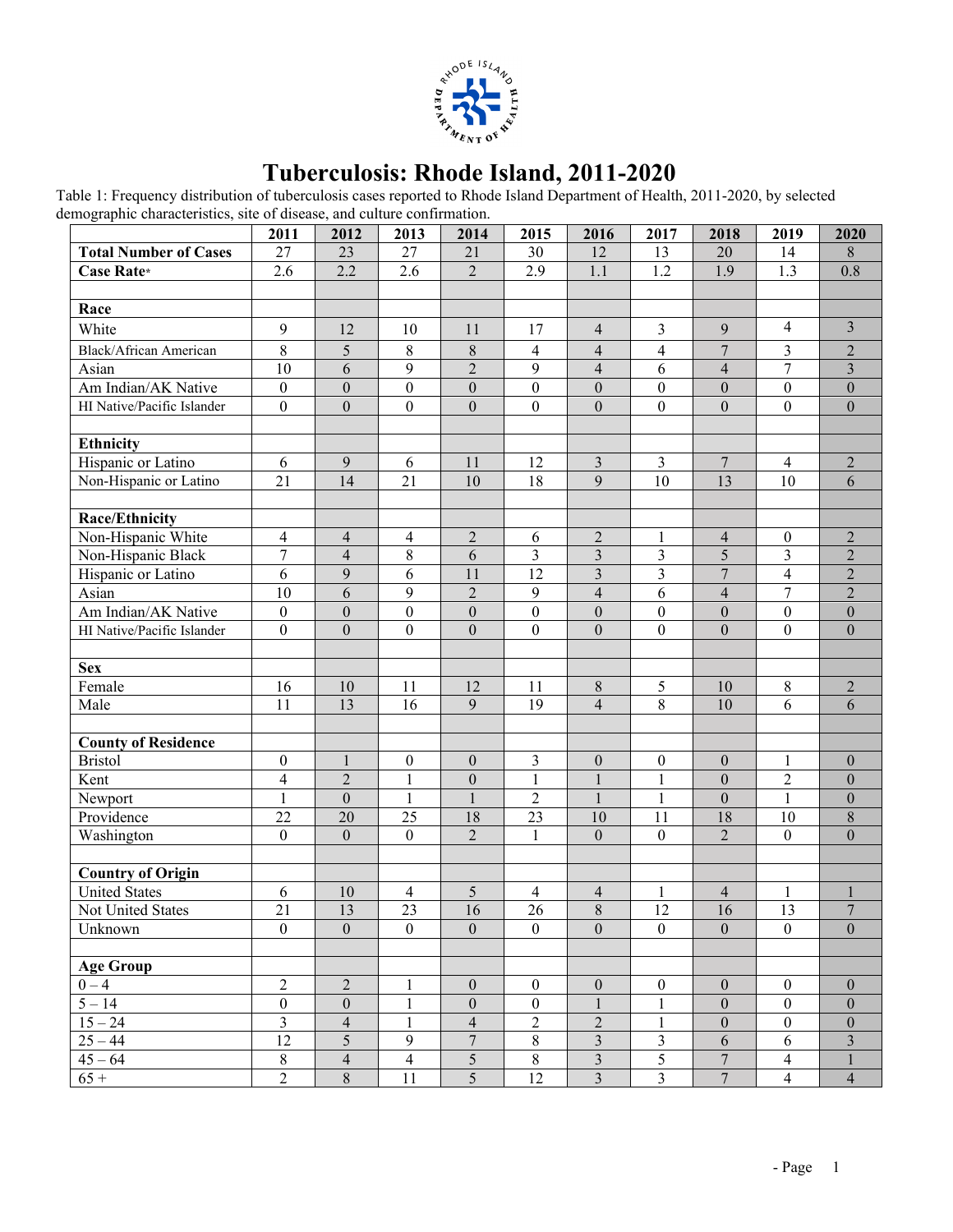# Tuberculosis: Rhode Island, 2011-2020

Table 1: Frequency distribution of tuberculosis cases reported to Rhode Island Department of Health, 2011-2020, by selected demographic characteristics, site of disease, and culture confirmation.

| | 2011 | 2012 | 2013 | 2014 | 2015 | 2016 | 2017 | 2018 | 2019 | 2020 |
|---|---|---|---|---|---|---|---|---|---|---|
| **Total Number of Cases** | 27 | 23 | 27 | 21 | 30 | 12 | 13 | 20 | 14 | 8 |
| **Case Rate*** | 2.6 | 2.2 | 2.6 | 2 | 2.9 | 1.1 | 1.2 | 1.9 | 1.3 | 0.8 |
| | | | | | | | | | | |
| **Race** | | | | | | | | | | |
| White | 9 | 12 | 10 | 11 | 17 | 4 | 3 | 9 | 4 | 3 |
| Black/African American | 8 | 5 | 8 | 8 | 4 | 4 | 4 | 7 | 3 | 2 |
| Asian | 10 | 6 | 9 | 2 | 9 | 4 | 6 | 4 | 7 | 3 |
| Am Indian/AK Native | 0 | 0 | 0 | 0 | 0 | 0 | 0 | 0 | 0 | 0 |
| HI Native/Pacific Islander | 0 | 0 | 0 | 0 | 0 | 0 | 0 | 0 | 0 | 0 |
| | | | | | | | | | | |
| **Ethnicity** | | | | | | | | | | |
| Hispanic or Latino | 6 | 9 | 6 | 11 | 12 | 3 | 3 | 7 | 4 | 2 |
| Non-Hispanic or Latino | 21 | 14 | 21 | 10 | 18 | 9 | 10 | 13 | 10 | 6 |
| | | | | | | | | | | |
| **Race/Ethnicity** | | | | | | | | | | |
| Non-Hispanic White | 4 | 4 | 4 | 2 | 6 | 2 | 1 | 4 | 0 | 2 |
| Non-Hispanic Black | 7 | 4 | 8 | 6 | 3 | 3 | 3 | 5 | 3 | 2 |
| Hispanic or Latino | 6 | 9 | 6 | 11 | 12 | 3 | 3 | 7 | 4 | 2 |
| Asian | 10 | 6 | 9 | 2 | 9 | 4 | 6 | 4 | 7 | 2 |
| Am Indian/AK Native | 0 | 0 | 0 | 0 | 0 | 0 | 0 | 0 | 0 | 0 |
| HI Native/Pacific Islander | 0 | 0 | 0 | 0 | 0 | 0 | 0 | 0 | 0 | 0 |
| | | | | | | | | | | |
| **Sex** | | | | | | | | | | |
| Female | 16 | 10 | 11 | 12 | 11 | 8 | 5 | 10 | 8 | 2 |
| Male | 11 | 13 | 16 | 9 | 19 | 4 | 8 | 10 | 6 | 6 |
| | | | | | | | | | | |
| **County of Residence** | | | | | | | | | | |
| Bristol | 0 | 1 | 0 | 0 | 3 | 0 | 0 | 0 | 1 | 0 |
| Kent | 4 | 2 | 1 | 0 | 1 | 1 | 1 | 0 | 2 | 0 |
| Newport | 1 | 0 | 1 | 1 | 2 | 1 | 1 | 0 | 1 | 0 |
| Providence | 22 | 20 | 25 | 18 | 23 | 10 | 11 | 18 | 10 | 8 |
| Washington | 0 | 0 | 0 | 2 | 1 | 0 | 0 | 2 | 0 | 0 |
| | | | | | | | | | | |
| **Country of Origin** | | | | | | | | | | |
| United States | 6 | 10 | 4 | 5 | 4 | 4 | 1 | 4 | 1 | 1 |
| Not United States | 21 | 13 | 23 | 16 | 26 | 8 | 12 | 16 | 13 | 7 |
| Unknown | 0 | 0 | 0 | 0 | 0 | 0 | 0 | 0 | 0 | 0 |
| | | | | | | | | | | |
| **Age Group** | | | | | | | | | | |
| 0 – 4 | 2 | 2 | 1 | 0 | 0 | 0 | 0 | 0 | 0 | 0 |
| 5 – 14 | 0 | 0 | 1 | 0 | 0 | 1 | 1 | 0 | 0 | 0 |
| 15 – 24 | 3 | 4 | 1 | 4 | 2 | 2 | 1 | 0 | 0 | 0 |
| 25 – 44 | 12 | 5 | 9 | 7 | 8 | 3 | 3 | 6 | 6 | 3 |
| 45 – 64 | 8 | 4 | 4 | 5 | 8 | 3 | 5 | 7 | 4 | 1 |
| 65 + | 2 | 8 | 11 | 5 | 12 | 3 | 3 | 7 | 4 | 4 |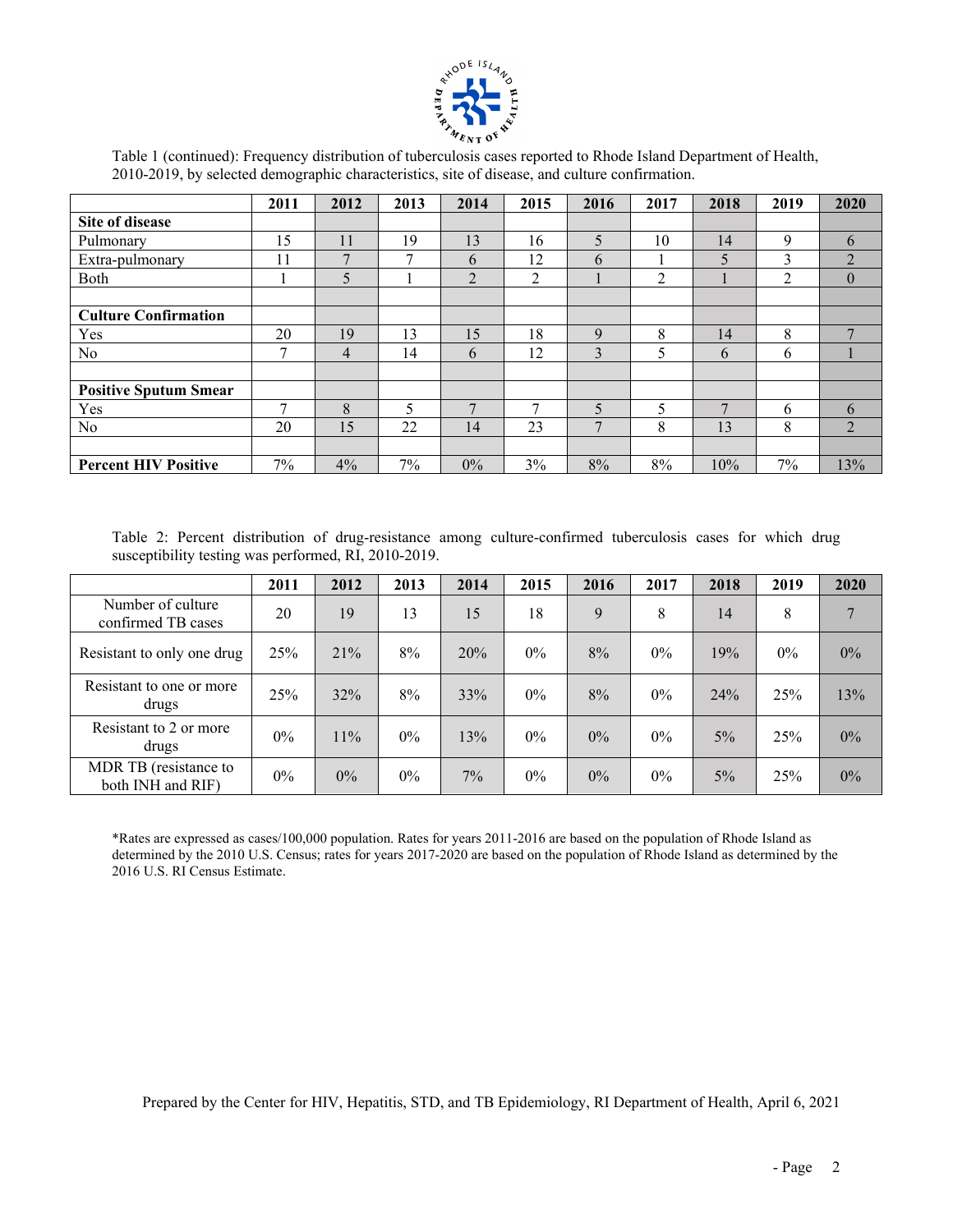Table 1 (continued): Frequency distribution of tuberculosis cases reported to Rhode Island Department of Health, 2010-2019, by selected demographic characteristics, site of disease, and culture confirmation.

| | 2011 | 2012 | 2013 | 2014 | 2015 | 2016 | 2017 | 2018 | 2019 | 2020 |
|---|---|---|---|---|---|---|---|---|---|---|
| **Site of disease** | | | | | | | | | | |
| Pulmonary | 15 | 11 | 19 | 13 | 16 | 5 | 10 | 14 | 9 | 6 |
| Extra-pulmonary | 11 | 7 | 7 | 6 | 12 | 6 | 1 | 5 | 3 | 2 |
| Both | 1 | 5 | 1 | 2 | 2 | 1 | 2 | 1 | 2 | 0 |
| | | | | | | | | | | |
| **Culture Confirmation** | | | | | | | | | | |
| Yes | 20 | 19 | 13 | 15 | 18 | 9 | 8 | 14 | 8 | 7 |
| No | 7 | 4 | 14 | 6 | 12 | 3 | 5 | 6 | 6 | 1 |
| | | | | | | | | | | |
| **Positive Sputum Smear** | | | | | | | | | | |
| Yes | 7 | 8 | 5 | 7 | 7 | 5 | 5 | 7 | 6 | 6 |
| No | 20 | 15 | 22 | 14 | 23 | 7 | 8 | 13 | 8 | 2 |
| | | | | | | | | | | |
| **Percent HIV Positive** | 7% | 4% | 7% | 0% | 3% | 8% | 8% | 10% | 7% | 13% |

Table 2: Percent distribution of drug-resistance among culture-confirmed tuberculosis cases for which drug susceptibility testing was performed, RI, 2010-2019.

| | 2011 | 2012 | 2013 | 2014 | 2015 | 2016 | 2017 | 2018 | 2019 | 2020 |
|---|---|---|---|---|---|---|---|---|---|---|
| Number of culture confirmed TB cases | 20 | 19 | 13 | 15 | 18 | 9 | 8 | 14 | 8 | 7 |
| Resistant to only one drug | 25% | 21% | 8% | 20% | 0% | 8% | 0% | 19% | 0% | 0% |
| Resistant to one or more drugs | 25% | 32% | 8% | 33% | 0% | 8% | 0% | 24% | 25% | 13% |
| Resistant to 2 or more drugs | 0% | 11% | 0% | 13% | 0% | 0% | 0% | 5% | 25% | 0% |
| MDR TB (resistance to both INH and RIF) | 0% | 0% | 0% | 7% | 0% | 0% | 0% | 5% | 25% | 0% |

*Rates are expressed as cases/100,000 population. Rates for years 2011-2016 are based on the population of Rhode Island as determined by the 2010 U.S. Census; rates for years 2017-2020 are based on the population of Rhode Island as determined by the 2016 U.S. RI Census Estimate.

Prepared by the Center for HIV, Hepatitis, STD, and TB Epidemiology, RI Department of Health, April 6, 2021